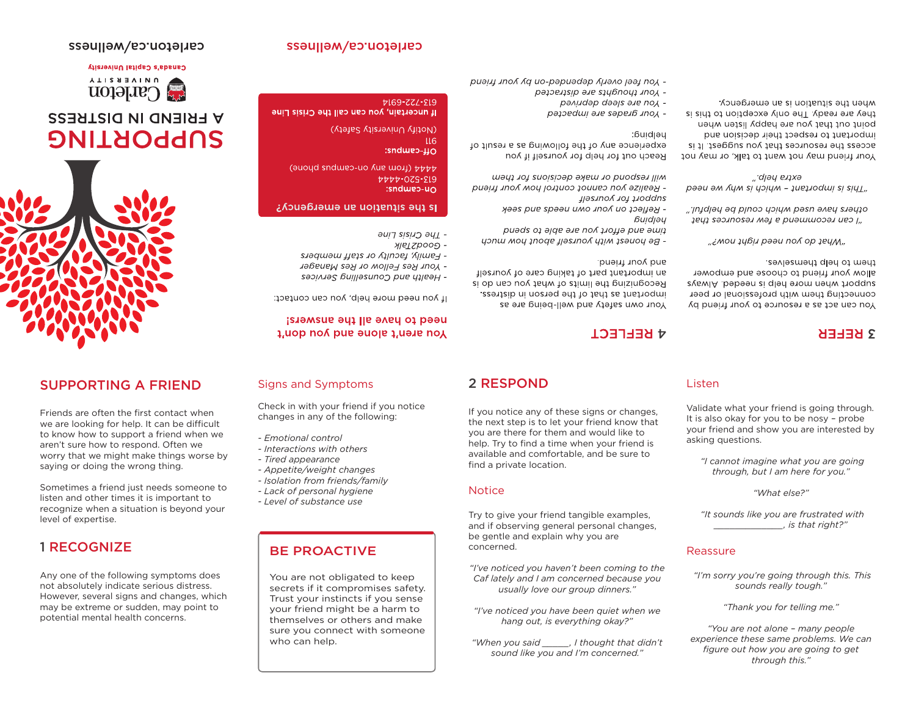## SUPPORTING A FRIEND

Friends are often the first contact when we are looking for help. It can be difficult to know how to support a friend when we aren't sure how to respond. Often we worry that we might make things worse by saying or doing the wrong thing.

Sometimes a friend just needs someone to listen and other times it is important to recognize when a situation is beyond your level of expertise.

## 1 RECOGNIZE

Any one of the following symptoms does not absolutely indicate serious distress. However, several signs and changes, which may be extreme or sudden, may point to potential mental health concerns.

### Signs and Symptoms

Check in with your friend if you notice changes in any of the following:

- *Emotional control*
- *Interactions with others*
- *Tired appearance*
- *Appetite/weight changes*
- *Isolation from friends/family*
- *Lack of personal hygiene*
- *Level of substance use*

### BE PROACTIVE

You are not obligated to keep secrets if it compromises safety. Trust your instincts if you sense your friend might be a harm to themselves or others and make sure you connect with someone who can help.

## 2 RESPOND

If you notice any of these signs or changes, the next step is to let your friend know that you are there for them and would like to help. Try to find a time when your friend is available and comfortable, and be sure to find a private location.

### Notice

Try to give your friend tangible examples, and if observing general personal changes, be gentle and explain why you are concerned.

*"I've noticed you haven't been coming to the Caf lately and I am concerned because you usually love our group dinners."*

*"I've noticed you have been quiet when we hang out, is everything okay?"*

*"When you said ______, I thought that didn't sound like you and I'm concerned."*

### Listen

Validate what your friend is going through. It is also okay for you to be nosy – probe your friend and show you are interested by asking questions.

*"I cannot imagine what you are going through, but I am here for you."*

*"What else?"*

*"It sounds like you are frustrated with ______________, is that right?"*

### Reassure

*"I'm sorry you're going through this. This sounds really tough."*

*"Thank you for telling me."*

*"You are not alone – many people experience these same problems. We can figure out how you are going to get through this."*

## 3 REFER

You can act as a resource to your friend by connecting them with professional or peer support when more help is needed. Always allow your friend to choose and empower them to help themselves.

*"What do you need right now?"*

*"I can recommend a few resources that others have used which could be helpful."*

*"This is important – which is why we need extra help."*

Your friend may not want to talk, or may not access the resources that you suggest. It is important to respect their decision and point out that you are happy listen when they are ready. The only exception to this is when the situation is an emergency.

## 4 REFLECT

Your own safety and well-being are as important as that of the person in distress. Recognizing the limits of what you can do is an important part of taking care of yourself and your friend.

- *Be honest with yourself about how much time and effort you are able to spend helping*
- *Reflect on your own needs and seek support for yourself*
- *Realize you cannot control how your friend will respond or make decisions for them*

Reach out for help for yourself if you experience any of the following as a result of helping:

- *Your grades are impacted*
- *You are sleep deprived*
- *Your thoughts are distracted*
- *You feel overly depended-on by your friend*

## You aren't alone and you don't need to have all the answers!

If you need more help, you can contact:

- *Health and Counselling Services*
- *Your Res Fellow or Res Manager*
- *Family, faculty or staff members*
- *Good2Talk*
- *The Crisis Line*

### Is the situation an emergency?

**On-campus:**
613-520-4444
4444 (from any on-campus phone)

**Off-campus:**
911
(Notify University Safety)

**If uncertain, you can call the Crisis Line**
613-722-6914

carleton.ca/wellness

# SUPPORTING A FRIEND IN DISTRESS

Carleton University

Canada's Capital University

carleton.ca/wellness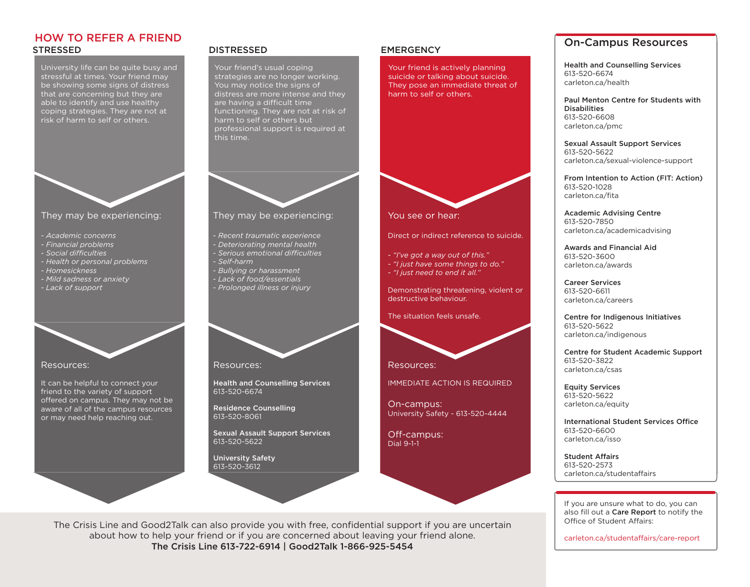## HOW TO REFER A FRIEND

### STRESSED

University life can be quite busy and stressful at times. Your friend may be showing some signs of distress that are concerning but they are able to identify and use healthy coping strategies. They are not at risk of harm to self or others.

They may be experiencing:

- *Academic concerns*
- *Financial problems*
- *Social difficulties*
- *Health or personal problems*
- *Homesickness*
- *Mild sadness or anxiety*
- *Lack of support*

Resources:

It can be helpful to connect your friend to the variety of support offered on campus. They may not be aware of all of the campus resources or may need help reaching out.

### DISTRESSED

Your friend's usual coping strategies are no longer working. You may notice the signs of distress are more intense and they are having a difficult time functioning. They are not at risk of harm to self or others but professional support is required at this time.

They may be experiencing:

- *Recent traumatic experience*
- *Deteriorating mental health*
- *Serious emotional difficulties*
- *Self-harm*
- *Bullying or harassment*
- *Lack of food/essentials*
- *Prolonged illness or injury*

Resources:

**Health and Counselling Services**
613-520-6674

**Residence Counselling**
613-520-8061

**Sexual Assault Support Services**
613-520-5622

**University Safety**
613-520-3612

### EMERGENCY

Your friend is actively planning suicide or talking about suicide. They pose an immediate threat of harm to self or others.

You see or hear:

Direct or indirect reference to suicide.

- *"I've got a way out of this."*
- *"I just have some things to do."*
- *"I just need to end it all."*

Demonstrating threatening, violent or destructive behaviour.

The situation feels unsafe.

Resources:

IMMEDIATE ACTION IS REQUIRED

On-campus:
University Safety - 613-520-4444

Off-campus:
Dial 9-1-1

The Crisis Line and Good2Talk can also provide you with free, confidential support if you are uncertain about how to help your friend or if you are concerned about leaving your friend alone.
**The Crisis Line 613-722-6914 | Good2Talk 1-866-925-5454**

## On-Campus Resources

**Health and Counselling Services**
613-520-6674
carleton.ca/health

**Paul Menton Centre for Students with Disabilities**
613-520-6608
carleton.ca/pmc

**Sexual Assault Support Services**
613-520-5622
carleton.ca/sexual-violence-support

**From Intention to Action (FIT: Action)**
613-520-1028
carleton.ca/fita

**Academic Advising Centre**
613-520-7850
carleton.ca/academicadvising

**Awards and Financial Aid**
613-520-3600
carleton.ca/awards

**Career Services**
613-520-6611
carleton.ca/careers

**Centre for Indigenous Initiatives**
613-520-5622
carleton.ca/indigenous

**Centre for Student Academic Support**
613-520-3822
carleton.ca/csas

**Equity Services**
613-520-5622
carleton.ca/equity

**International Student Services Office**
613-520-6600
carleton.ca/isso

**Student Affairs**
613-520-2573
carleton.ca/studentaffairs

If you are unsure what to do, you can also fill out a **Care Report** to notify the Office of Student Affairs:

carleton.ca/studentaffairs/care-report